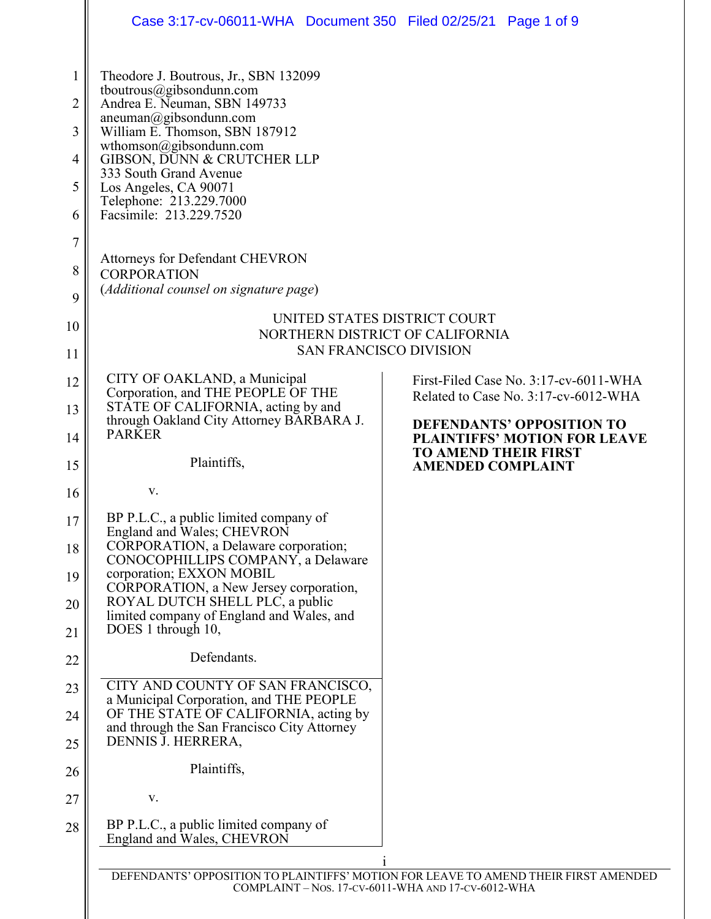Theodore J. Boutrous, Jr., SBN 132099
tboutrous@gibsondunn.com
Andrea E. Neuman, SBN 149733
aneuman@gibsondunn.com
William E. Thomson, SBN 187912
wthomson@gibsondunn.com
GIBSON, DUNN & CRUTCHER LLP
333 South Grand Avenue
Los Angeles, CA 90071
Telephone: 213.229.7000
Facsimile: 213.229.7520

Attorneys for Defendant CHEVRON CORPORATION
(*Additional counsel on signature page*)

UNITED STATES DISTRICT COURT
NORTHERN DISTRICT OF CALIFORNIA
SAN FRANCISCO DIVISION

CITY OF OAKLAND, a Municipal Corporation, and THE PEOPLE OF THE STATE OF CALIFORNIA, acting by and through Oakland City Attorney BARBARA J. PARKER

Plaintiffs,

v.

BP P.L.C., a public limited company of England and Wales; CHEVRON CORPORATION, a Delaware corporation; CONOCOPHILLIPS COMPANY, a Delaware corporation; EXXON MOBIL CORPORATION, a New Jersey corporation, ROYAL DUTCH SHELL PLC, a public limited company of England and Wales, and DOES 1 through 10,

Defendants.

CITY AND COUNTY OF SAN FRANCISCO, a Municipal Corporation, and THE PEOPLE OF THE STATE OF CALIFORNIA, acting by and through the San Francisco City Attorney DENNIS J. HERRERA,

Plaintiffs,

v.

BP P.L.C., a public limited company of England and Wales, CHEVRON

First-Filed Case No. 3:17-cv-6011-WHA
Related to Case No. 3:17-cv-6012-WHA

**DEFENDANTS' OPPOSITION TO PLAINTIFFS' MOTION FOR LEAVE TO AMEND THEIR FIRST AMENDED COMPLAINT**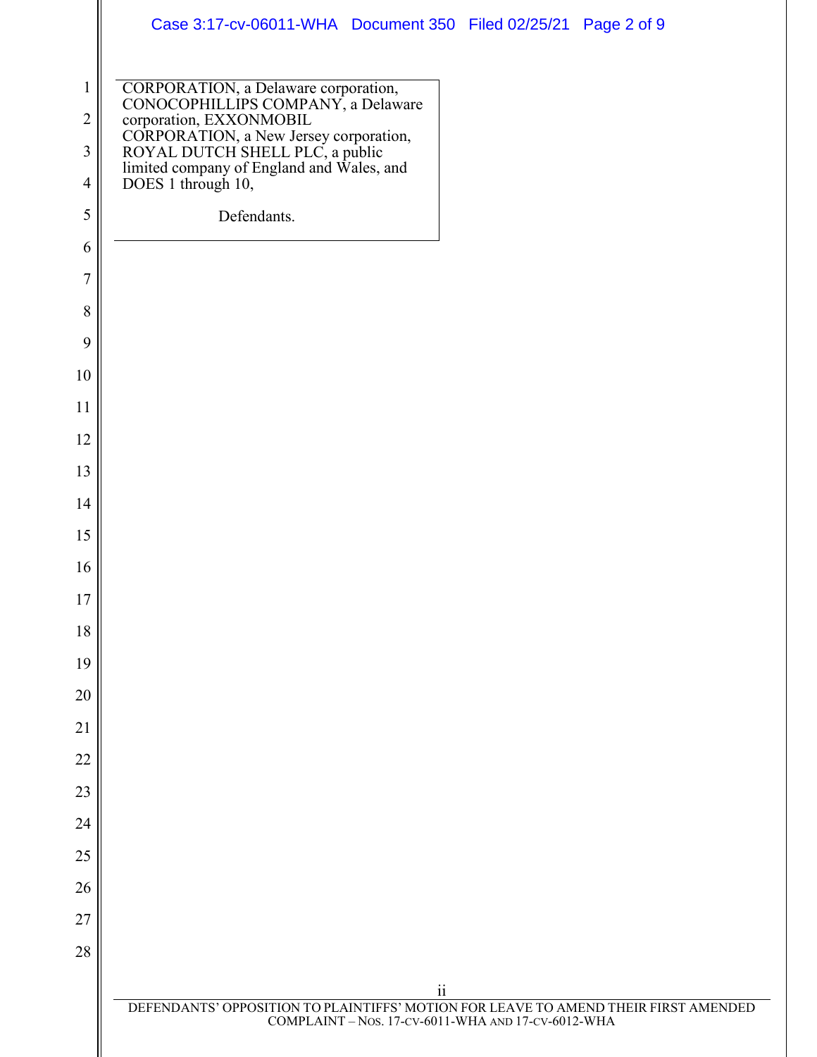CORPORATION, a Delaware corporation, CONOCOPHILLIPS COMPANY, a Delaware corporation, EXXONMOBIL CORPORATION, a New Jersey corporation, ROYAL DUTCH SHELL PLC, a public limited company of England and Wales, and DOES 1 through 10,

Defendants.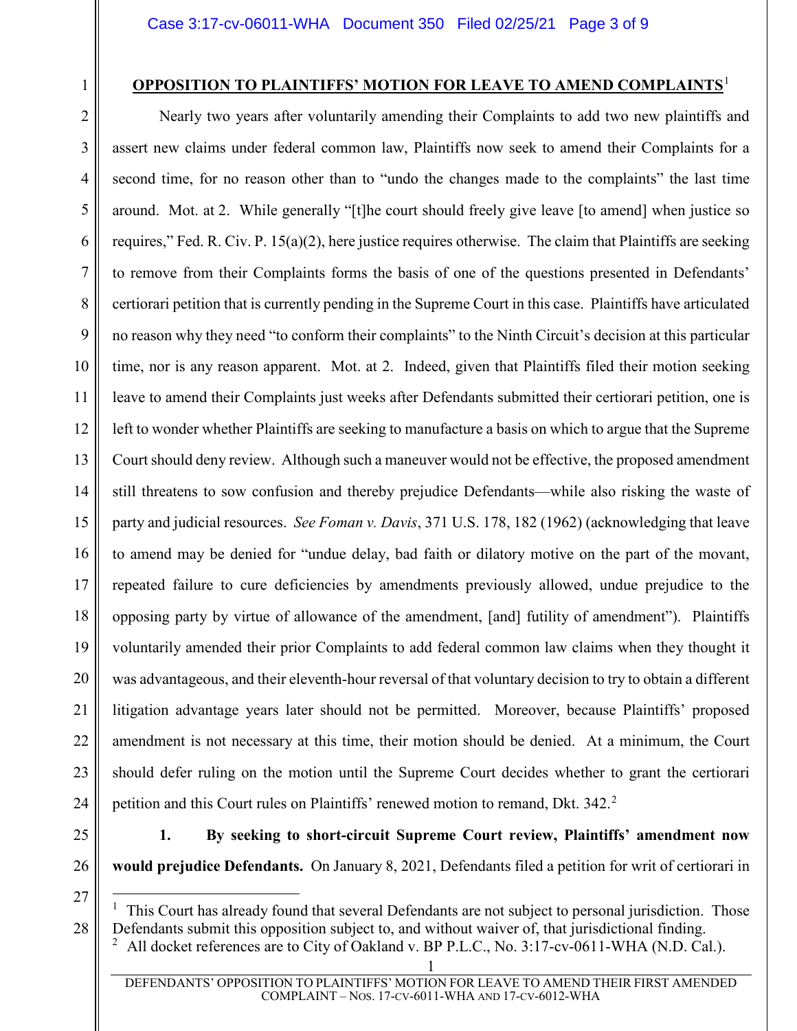## OPPOSITION TO PLAINTIFFS' MOTION FOR LEAVE TO AMEND COMPLAINTS[1]

Nearly two years after voluntarily amending their Complaints to add two new plaintiffs and assert new claims under federal common law, Plaintiffs now seek to amend their Complaints for a second time, for no reason other than to "undo the changes made to the complaints" the last time around. Mot. at 2. While generally "[t]he court should freely give leave [to amend] when justice so requires," Fed. R. Civ. P. 15(a)(2), here justice requires otherwise. The claim that Plaintiffs are seeking to remove from their Complaints forms the basis of one of the questions presented in Defendants' certiorari petition that is currently pending in the Supreme Court in this case. Plaintiffs have articulated no reason why they need "to conform their complaints" to the Ninth Circuit's decision at this particular time, nor is any reason apparent. Mot. at 2. Indeed, given that Plaintiffs filed their motion seeking leave to amend their Complaints just weeks after Defendants submitted their certiorari petition, one is left to wonder whether Plaintiffs are seeking to manufacture a basis on which to argue that the Supreme Court should deny review. Although such a maneuver would not be effective, the proposed amendment still threatens to sow confusion and thereby prejudice Defendants—while also risking the waste of party and judicial resources. *See Foman v. Davis*, 371 U.S. 178, 182 (1962) (acknowledging that leave to amend may be denied for "undue delay, bad faith or dilatory motive on the part of the movant, repeated failure to cure deficiencies by amendments previously allowed, undue prejudice to the opposing party by virtue of allowance of the amendment, [and] futility of amendment"). Plaintiffs voluntarily amended their prior Complaints to add federal common law claims when they thought it was advantageous, and their eleventh-hour reversal of that voluntary decision to try to obtain a different litigation advantage years later should not be permitted. Moreover, because Plaintiffs' proposed amendment is not necessary at this time, their motion should be denied. At a minimum, the Court should defer ruling on the motion until the Supreme Court decides whether to grant the certiorari petition and this Court rules on Plaintiffs' renewed motion to remand, Dkt. 342.[2]

**1. By seeking to short-circuit Supreme Court review, Plaintiffs' amendment now would prejudice Defendants.** On January 8, 2021, Defendants filed a petition for writ of certiorari in

---

[1] This Court has already found that several Defendants are not subject to personal jurisdiction. Those Defendants submit this opposition subject to, and without waiver of, that jurisdictional finding.

[2] All docket references are to City of Oakland v. BP P.L.C., No. 3:17-cv-0611-WHA (N.D. Cal.).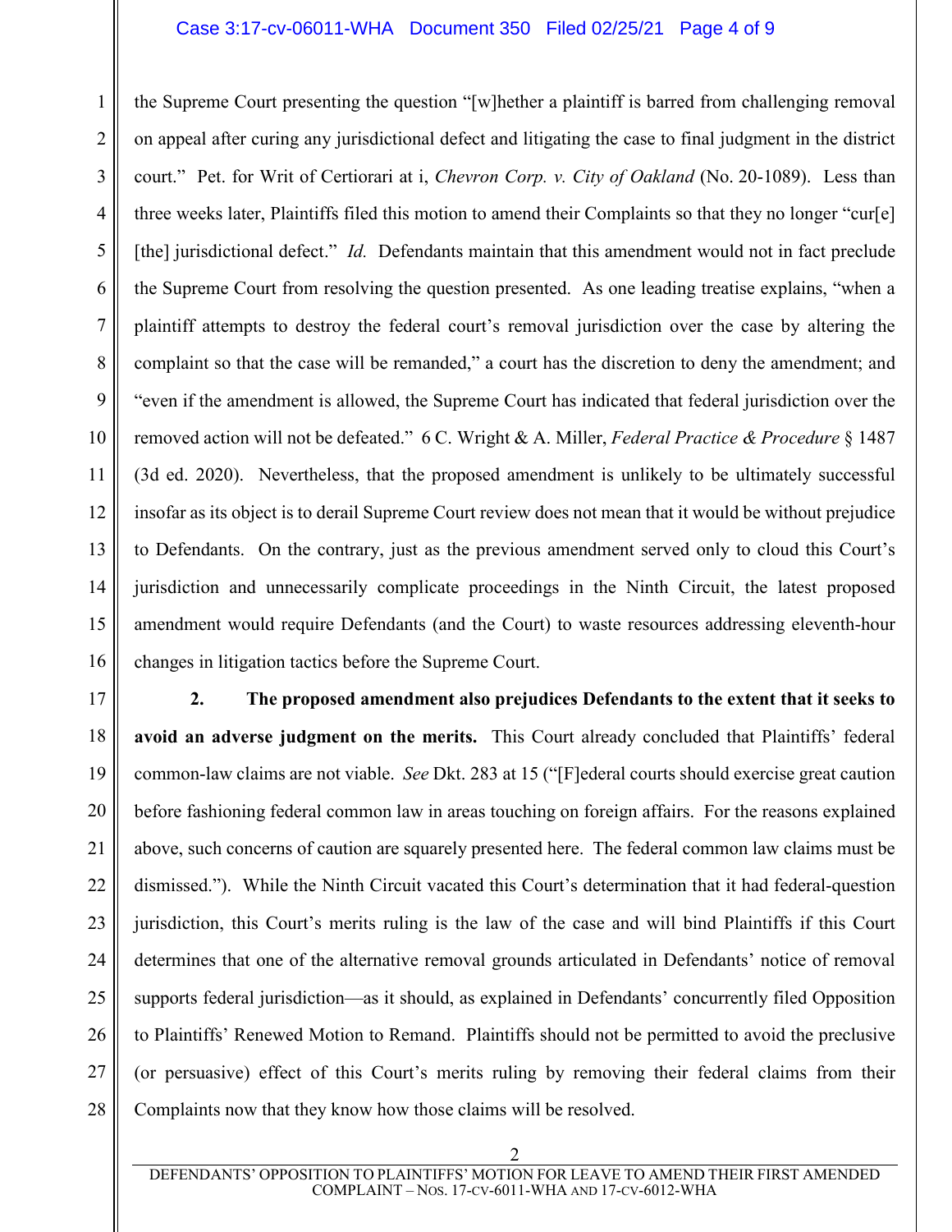the Supreme Court presenting the question "[w]hether a plaintiff is barred from challenging removal on appeal after curing any jurisdictional defect and litigating the case to final judgment in the district court." Pet. for Writ of Certiorari at i, *Chevron Corp. v. City of Oakland* (No. 20-1089). Less than three weeks later, Plaintiffs filed this motion to amend their Complaints so that they no longer "cur[e] [the] jurisdictional defect." *Id.* Defendants maintain that this amendment would not in fact preclude the Supreme Court from resolving the question presented. As one leading treatise explains, "when a plaintiff attempts to destroy the federal court's removal jurisdiction over the case by altering the complaint so that the case will be remanded," a court has the discretion to deny the amendment; and "even if the amendment is allowed, the Supreme Court has indicated that federal jurisdiction over the removed action will not be defeated." 6 C. Wright & A. Miller, *Federal Practice & Procedure* § 1487 (3d ed. 2020). Nevertheless, that the proposed amendment is unlikely to be ultimately successful insofar as its object is to derail Supreme Court review does not mean that it would be without prejudice to Defendants. On the contrary, just as the previous amendment served only to cloud this Court's jurisdiction and unnecessarily complicate proceedings in the Ninth Circuit, the latest proposed amendment would require Defendants (and the Court) to waste resources addressing eleventh-hour changes in litigation tactics before the Supreme Court.

**2. The proposed amendment also prejudices Defendants to the extent that it seeks to avoid an adverse judgment on the merits.** This Court already concluded that Plaintiffs' federal common-law claims are not viable. *See* Dkt. 283 at 15 ("[F]ederal courts should exercise great caution before fashioning federal common law in areas touching on foreign affairs. For the reasons explained above, such concerns of caution are squarely presented here. The federal common law claims must be dismissed."). While the Ninth Circuit vacated this Court's determination that it had federal-question jurisdiction, this Court's merits ruling is the law of the case and will bind Plaintiffs if this Court determines that one of the alternative removal grounds articulated in Defendants' notice of removal supports federal jurisdiction—as it should, as explained in Defendants' concurrently filed Opposition to Plaintiffs' Renewed Motion to Remand. Plaintiffs should not be permitted to avoid the preclusive (or persuasive) effect of this Court's merits ruling by removing their federal claims from their Complaints now that they know how those claims will be resolved.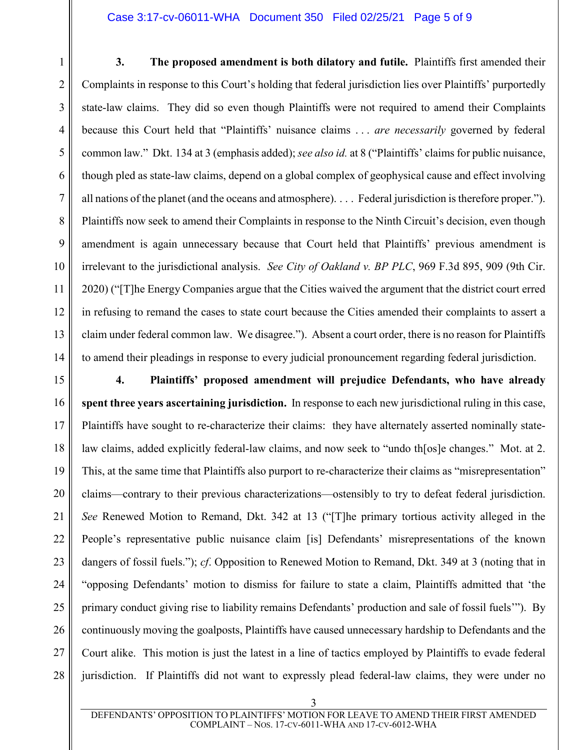**3. The proposed amendment is both dilatory and futile.** Plaintiffs first amended their Complaints in response to this Court's holding that federal jurisdiction lies over Plaintiffs' purportedly state-law claims. They did so even though Plaintiffs were not required to amend their Complaints because this Court held that "Plaintiffs' nuisance claims . . . *are necessarily* governed by federal common law." Dkt. 134 at 3 (emphasis added); *see also id.* at 8 ("Plaintiffs' claims for public nuisance, though pled as state-law claims, depend on a global complex of geophysical cause and effect involving all nations of the planet (and the oceans and atmosphere). . . . Federal jurisdiction is therefore proper."). Plaintiffs now seek to amend their Complaints in response to the Ninth Circuit's decision, even though amendment is again unnecessary because that Court held that Plaintiffs' previous amendment is irrelevant to the jurisdictional analysis. *See City of Oakland v. BP PLC*, 969 F.3d 895, 909 (9th Cir. 2020) ("[T]he Energy Companies argue that the Cities waived the argument that the district court erred in refusing to remand the cases to state court because the Cities amended their complaints to assert a claim under federal common law. We disagree."). Absent a court order, there is no reason for Plaintiffs to amend their pleadings in response to every judicial pronouncement regarding federal jurisdiction.

**4. Plaintiffs' proposed amendment will prejudice Defendants, who have already spent three years ascertaining jurisdiction.** In response to each new jurisdictional ruling in this case, Plaintiffs have sought to re-characterize their claims: they have alternately asserted nominally state-law claims, added explicitly federal-law claims, and now seek to "undo th[os]e changes." Mot. at 2. This, at the same time that Plaintiffs also purport to re-characterize their claims as "misrepresentation" claims—contrary to their previous characterizations—ostensibly to try to defeat federal jurisdiction. *See* Renewed Motion to Remand, Dkt. 342 at 13 ("[T]he primary tortious activity alleged in the People's representative public nuisance claim [is] Defendants' misrepresentations of the known dangers of fossil fuels."); *cf*. Opposition to Renewed Motion to Remand, Dkt. 349 at 3 (noting that in "opposing Defendants' motion to dismiss for failure to state a claim, Plaintiffs admitted that 'the primary conduct giving rise to liability remains Defendants' production and sale of fossil fuels'"). By continuously moving the goalposts, Plaintiffs have caused unnecessary hardship to Defendants and the Court alike. This motion is just the latest in a line of tactics employed by Plaintiffs to evade federal jurisdiction. If Plaintiffs did not want to expressly plead federal-law claims, they were under no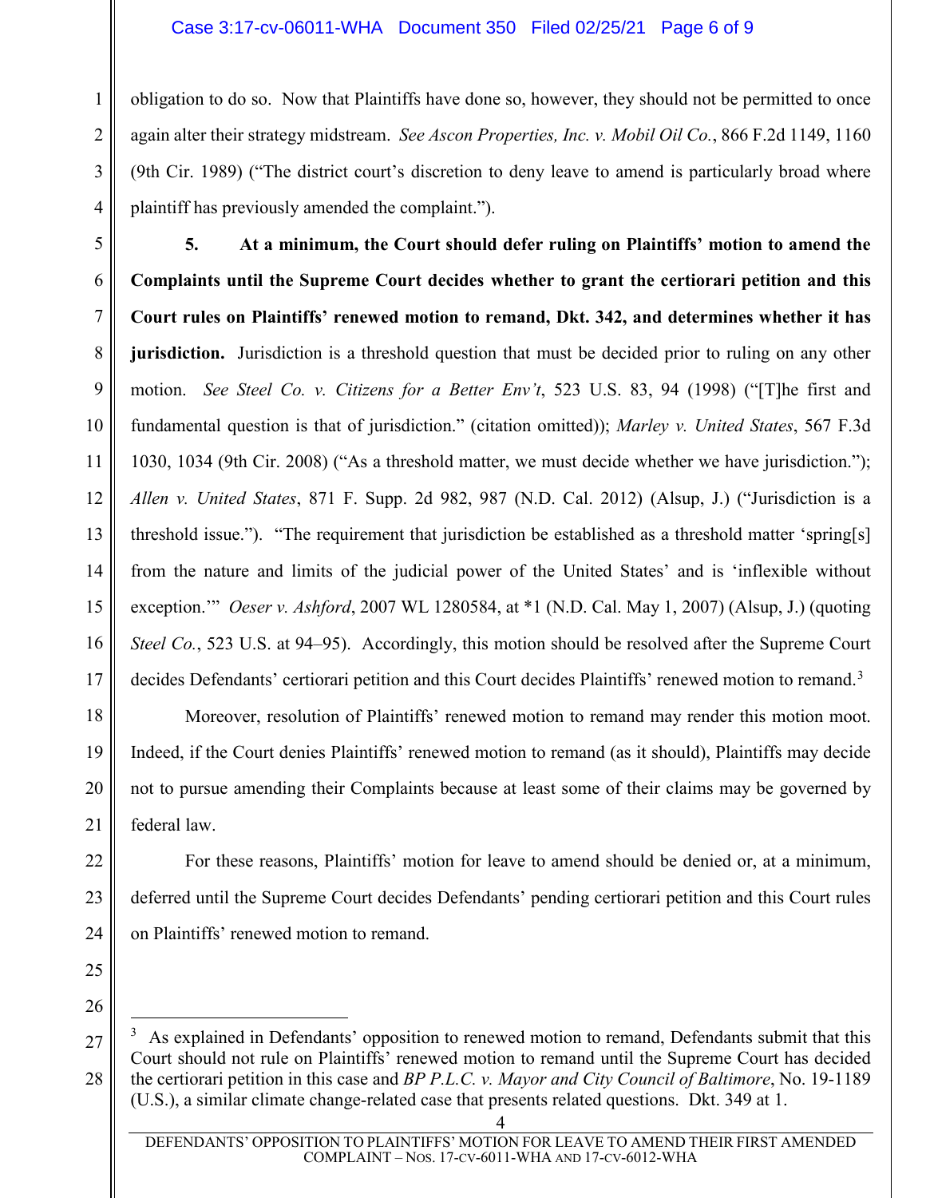obligation to do so. Now that Plaintiffs have done so, however, they should not be permitted to once again alter their strategy midstream. *See Ascon Properties, Inc. v. Mobil Oil Co.*, 866 F.2d 1149, 1160 (9th Cir. 1989) ("The district court's discretion to deny leave to amend is particularly broad where plaintiff has previously amended the complaint.").

**5. At a minimum, the Court should defer ruling on Plaintiffs' motion to amend the Complaints until the Supreme Court decides whether to grant the certiorari petition and this Court rules on Plaintiffs' renewed motion to remand, Dkt. 342, and determines whether it has jurisdiction.** Jurisdiction is a threshold question that must be decided prior to ruling on any other motion. *See Steel Co. v. Citizens for a Better Env't*, 523 U.S. 83, 94 (1998) ("[T]he first and fundamental question is that of jurisdiction." (citation omitted)); *Marley v. United States*, 567 F.3d 1030, 1034 (9th Cir. 2008) ("As a threshold matter, we must decide whether we have jurisdiction."); *Allen v. United States*, 871 F. Supp. 2d 982, 987 (N.D. Cal. 2012) (Alsup, J.) ("Jurisdiction is a threshold issue."). "The requirement that jurisdiction be established as a threshold matter 'spring[s] from the nature and limits of the judicial power of the United States' and is 'inflexible without exception.'" *Oeser v. Ashford*, 2007 WL 1280584, at *1 (N.D. Cal. May 1, 2007) (Alsup, J.) (quoting *Steel Co.*, 523 U.S. at 94–95). Accordingly, this motion should be resolved after the Supreme Court decides Defendants' certiorari petition and this Court decides Plaintiffs' renewed motion to remand.[3]

Moreover, resolution of Plaintiffs' renewed motion to remand may render this motion moot. Indeed, if the Court denies Plaintiffs' renewed motion to remand (as it should), Plaintiffs may decide not to pursue amending their Complaints because at least some of their claims may be governed by federal law.

For these reasons, Plaintiffs' motion for leave to amend should be denied or, at a minimum, deferred until the Supreme Court decides Defendants' pending certiorari petition and this Court rules on Plaintiffs' renewed motion to remand.

---

[3] As explained in Defendants' opposition to renewed motion to remand, Defendants submit that this Court should not rule on Plaintiffs' renewed motion to remand until the Supreme Court has decided the certiorari petition in this case and *BP P.L.C. v. Mayor and City Council of Baltimore*, No. 19-1189 (U.S.), a similar climate change-related case that presents related questions. Dkt. 349 at 1.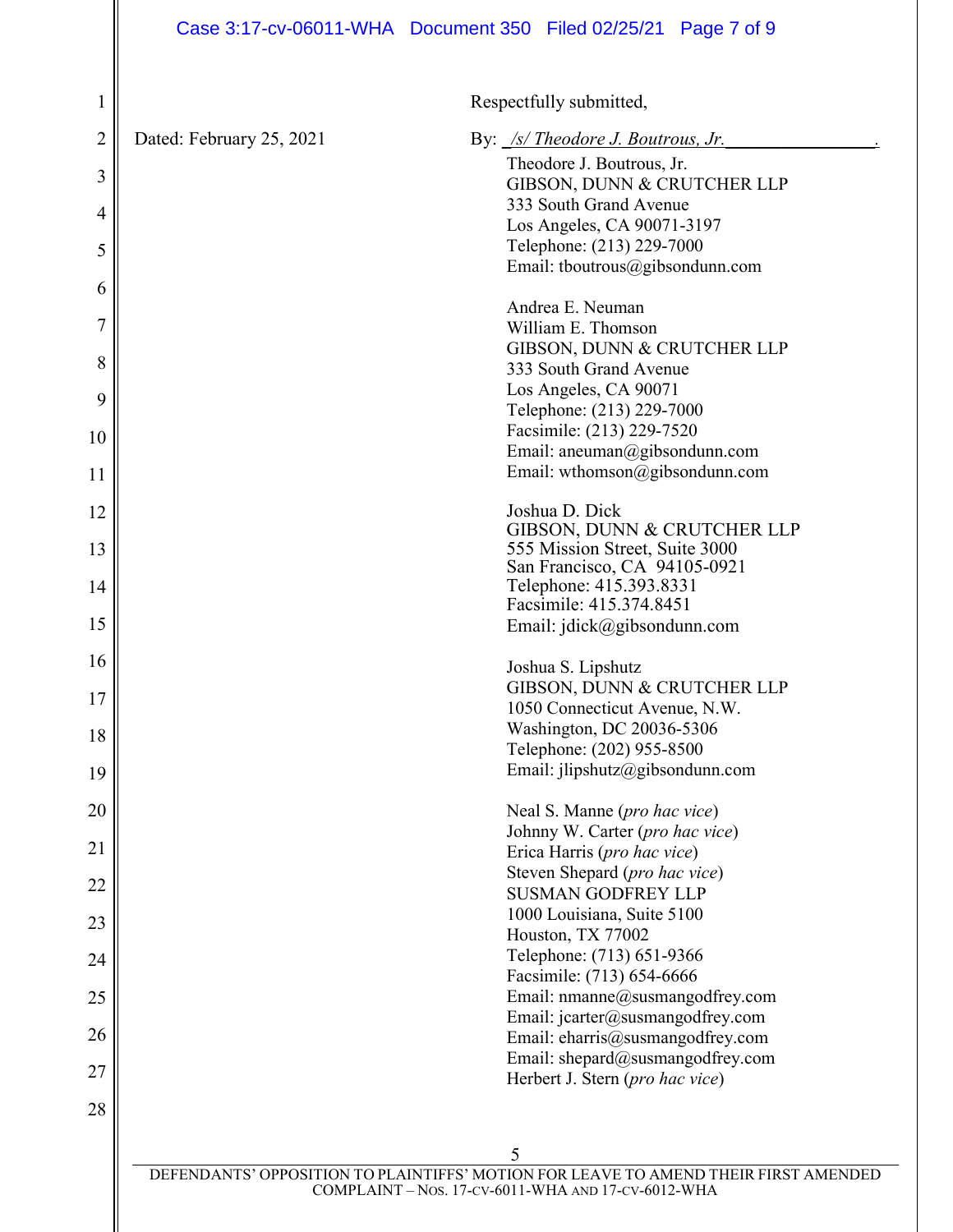Respectfully submitted,

Dated: February 25, 2021

By: */s/ Theodore J. Boutrous, Jr.*

Theodore J. Boutrous, Jr.
GIBSON, DUNN & CRUTCHER LLP
333 South Grand Avenue
Los Angeles, CA 90071-3197
Telephone: (213) 229-7000
Email: tboutrous@gibsondunn.com

Andrea E. Neuman
William E. Thomson
GIBSON, DUNN & CRUTCHER LLP
333 South Grand Avenue
Los Angeles, CA 90071
Telephone: (213) 229-7000
Facsimile: (213) 229-7520
Email: aneuman@gibsondunn.com
Email: wthomson@gibsondunn.com

Joshua D. Dick
GIBSON, DUNN & CRUTCHER LLP
555 Mission Street, Suite 3000
San Francisco, CA 94105-0921
Telephone: 415.393.8331
Facsimile: 415.374.8451
Email: jdick@gibsondunn.com

Joshua S. Lipshutz
GIBSON, DUNN & CRUTCHER LLP
1050 Connecticut Avenue, N.W.
Washington, DC 20036-5306
Telephone: (202) 955-8500
Email: jlipshutz@gibsondunn.com

Neal S. Manne (*pro hac vice*)
Johnny W. Carter (*pro hac vice*)
Erica Harris (*pro hac vice*)
Steven Shepard (*pro hac vice*)
SUSMAN GODFREY LLP
1000 Louisiana, Suite 5100
Houston, TX 77002
Telephone: (713) 651-9366
Facsimile: (713) 654-6666
Email: nmanne@susmangodfrey.com
Email: jcarter@susmangodfrey.com
Email: eharris@susmangodfrey.com
Email: shepard@susmangodfrey.com
Herbert J. Stern (*pro hac vice*)

DEFENDANTS' OPPOSITION TO PLAINTIFFS' MOTION FOR LEAVE TO AMEND THEIR FIRST AMENDED COMPLAINT – NOS. 17-CV-6011-WHA AND 17-CV-6012-WHA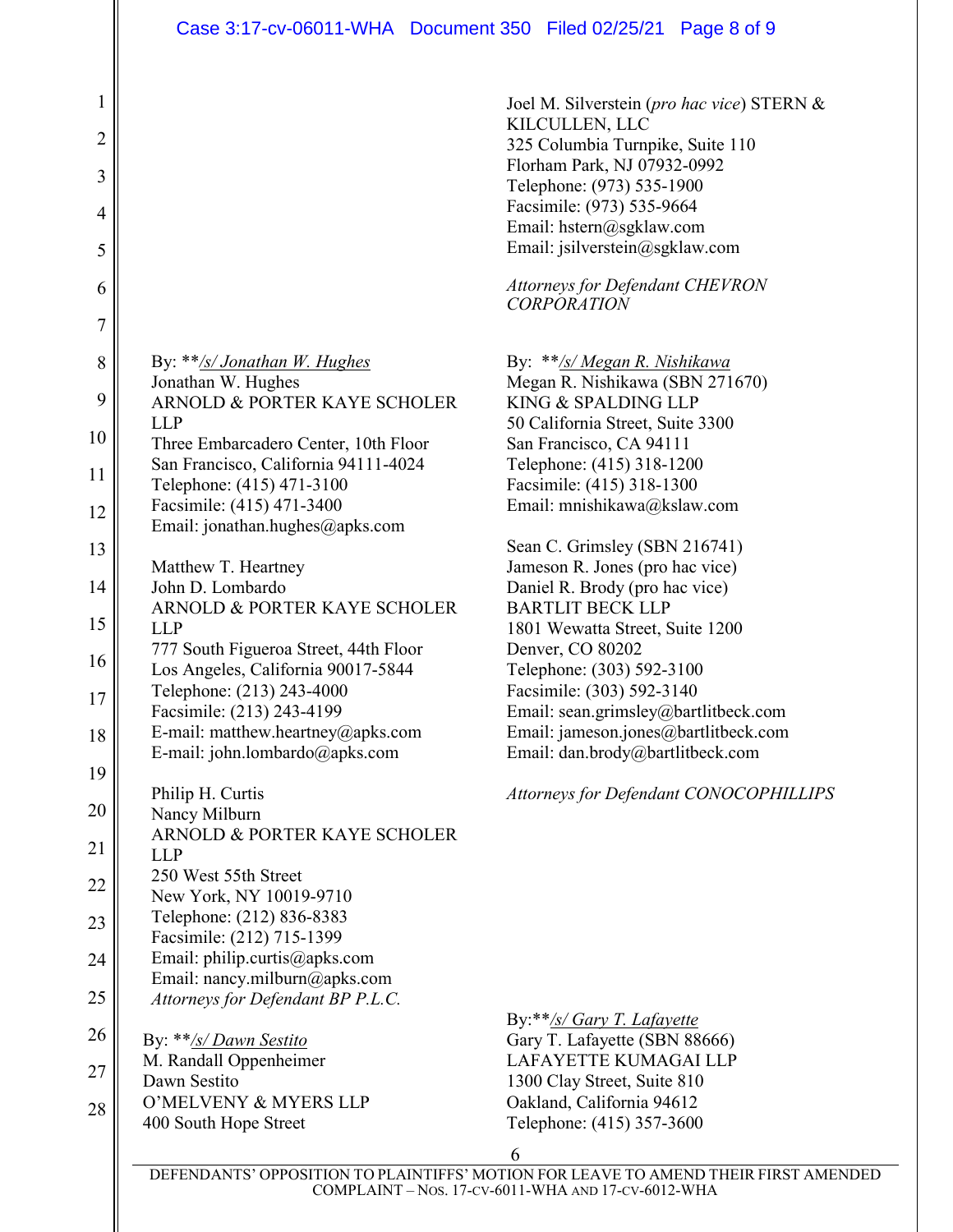Joel M. Silverstein (*pro hac vice*) STERN & KILCULLEN, LLC
325 Columbia Turnpike, Suite 110
Florham Park, NJ 07932-0992
Telephone: (973) 535-1900
Facsimile: (973) 535-9664
Email: hstern@sgklaw.com
Email: jsilverstein@sgklaw.com

*Attorneys for Defendant CHEVRON CORPORATION*

By: ***/s/ Jonathan W. Hughes*
Jonathan W. Hughes
ARNOLD & PORTER KAYE SCHOLER LLP
Three Embarcadero Center, 10th Floor
San Francisco, California 94111-4024
Telephone: (415) 471-3100
Facsimile: (415) 471-3400
Email: jonathan.hughes@apks.com

Matthew T. Heartney
John D. Lombardo
ARNOLD & PORTER KAYE SCHOLER LLP
777 South Figueroa Street, 44th Floor
Los Angeles, California 90017-5844
Telephone: (213) 243-4000
Facsimile: (213) 243-4199
E-mail: matthew.heartney@apks.com
E-mail: john.lombardo@apks.com

Philip H. Curtis
Nancy Milburn
ARNOLD & PORTER KAYE SCHOLER LLP
250 West 55th Street
New York, NY 10019-9710
Telephone: (212) 836-8383
Facsimile: (212) 715-1399
Email: philip.curtis@apks.com
Email: nancy.milburn@apks.com
*Attorneys for Defendant BP P.L.C.*

By: ***/s/ Megan R. Nishikawa*
Megan R. Nishikawa (SBN 271670)
KING & SPALDING LLP
50 California Street, Suite 3300
San Francisco, CA 94111
Telephone: (415) 318-1200
Facsimile: (415) 318-1300
Email: mnishikawa@kslaw.com

Sean C. Grimsley (SBN 216741)
Jameson R. Jones (pro hac vice)
Daniel R. Brody (pro hac vice)
BARTLIT BECK LLP
1801 Wewatta Street, Suite 1200
Denver, CO 80202
Telephone: (303) 592-3100
Facsimile: (303) 592-3140
Email: sean.grimsley@bartlitbeck.com
Email: jameson.jones@bartlitbeck.com
Email: dan.brody@bartlitbeck.com

*Attorneys for Defendant CONOCOPHILLIPS*

By: ***/s/ Dawn Sestito*
M. Randall Oppenheimer
Dawn Sestito
O'MELVENY & MYERS LLP
400 South Hope Street

By:***/s/ Gary T. Lafayette*
Gary T. Lafayette (SBN 88666)
LAFAYETTE KUMAGAI LLP
1300 Clay Street, Suite 810
Oakland, California 94612
Telephone: (415) 357-3600

DEFENDANTS' OPPOSITION TO PLAINTIFFS' MOTION FOR LEAVE TO AMEND THEIR FIRST AMENDED COMPLAINT – NOS. 17-CV-6011-WHA AND 17-CV-6012-WHA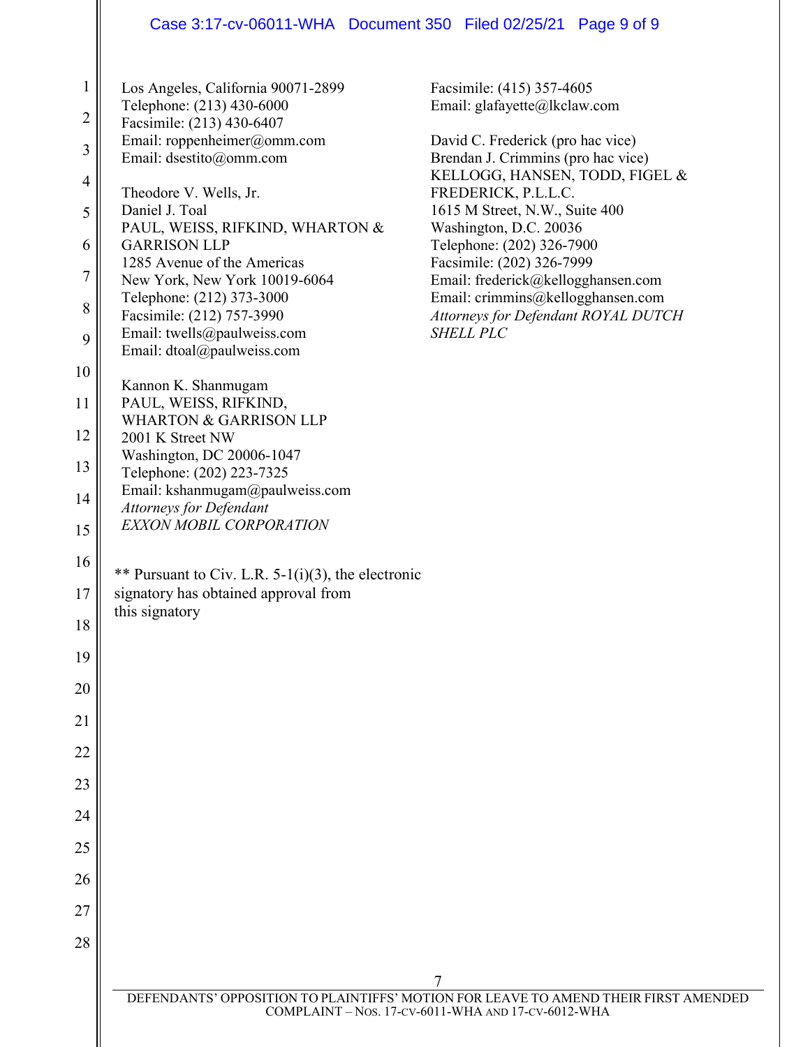Los Angeles, California 90071-2899
Telephone: (213) 430-6000
Facsimile: (213) 430-6407
Email: roppenheimer@omm.com
Email: dsestito@omm.com

Theodore V. Wells, Jr.
Daniel J. Toal
PAUL, WEISS, RIFKIND, WHARTON & GARRISON LLP
1285 Avenue of the Americas
New York, New York 10019-6064
Telephone: (212) 373-3000
Facsimile: (212) 757-3990
Email: twells@paulweiss.com
Email: dtoal@paulweiss.com

Kannon K. Shanmugam
PAUL, WEISS, RIFKIND, WHARTON & GARRISON LLP
2001 K Street NW
Washington, DC 20006-1047
Telephone: (202) 223-7325
Email: kshanmugam@paulweiss.com
*Attorneys for Defendant EXXON MOBIL CORPORATION*

** Pursuant to Civ. L.R. 5-1(i)(3), the electronic signatory has obtained approval from this signatory

Facsimile: (415) 357-4605
Email: glafayette@lkclaw.com

David C. Frederick (pro hac vice)
Brendan J. Crimmins (pro hac vice)
KELLOGG, HANSEN, TODD, FIGEL & FREDERICK, P.L.L.C.
1615 M Street, N.W., Suite 400
Washington, D.C. 20036
Telephone: (202) 326-7900
Facsimile: (202) 326-7999
Email: frederick@kellogghansen.com
Email: crimmins@kellogghansen.com
*Attorneys for Defendant ROYAL DUTCH SHELL PLC*